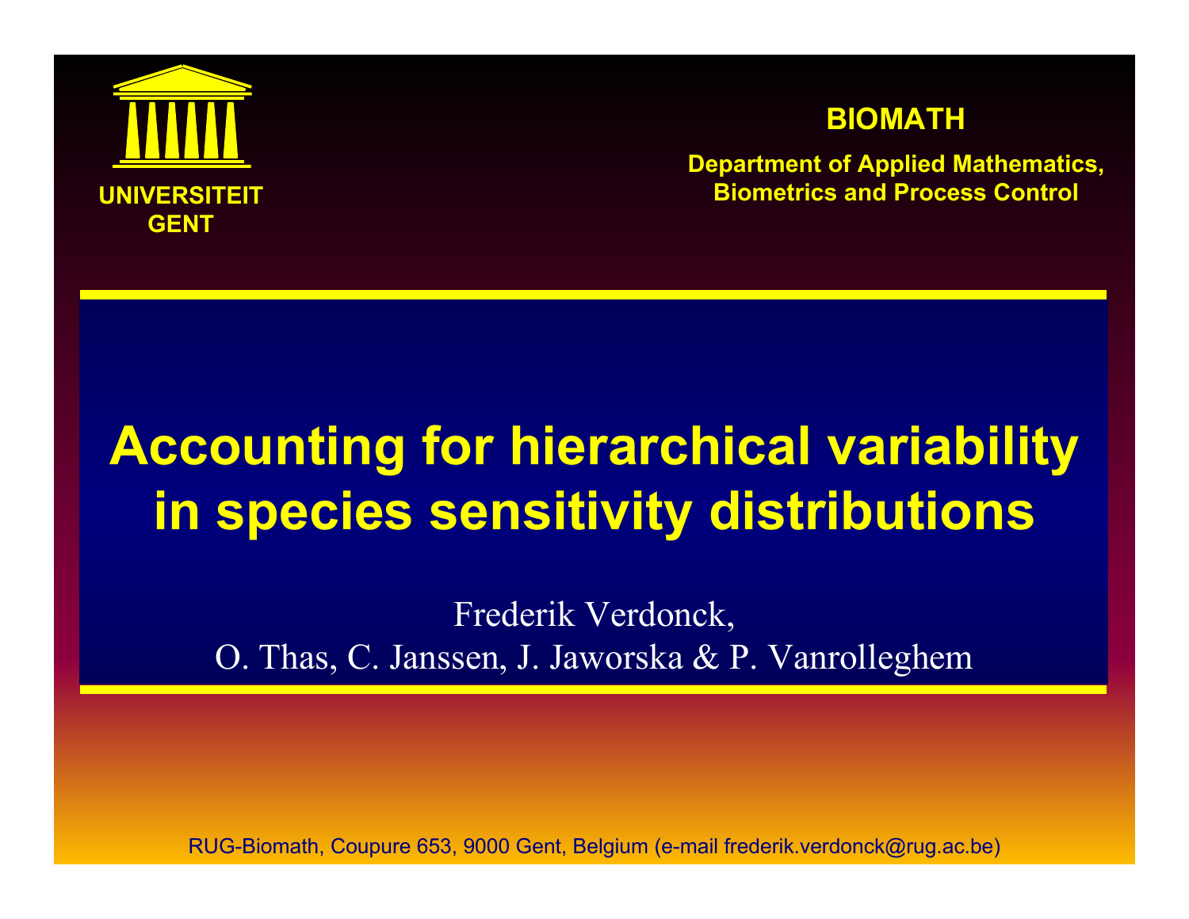UNIVERSITEIT GENT

**BIOMATH**

**Department of Applied Mathematics, Biometrics and Process Control**

# Accounting for hierarchical variability in species sensitivity distributions

Frederik Verdonck,
O. Thas, C. Janssen, J. Jaworska & P. Vanrolleghem

RUG-Biomath, Coupure 653, 9000 Gent, Belgium (e-mail frederik.verdonck@rug.ac.be)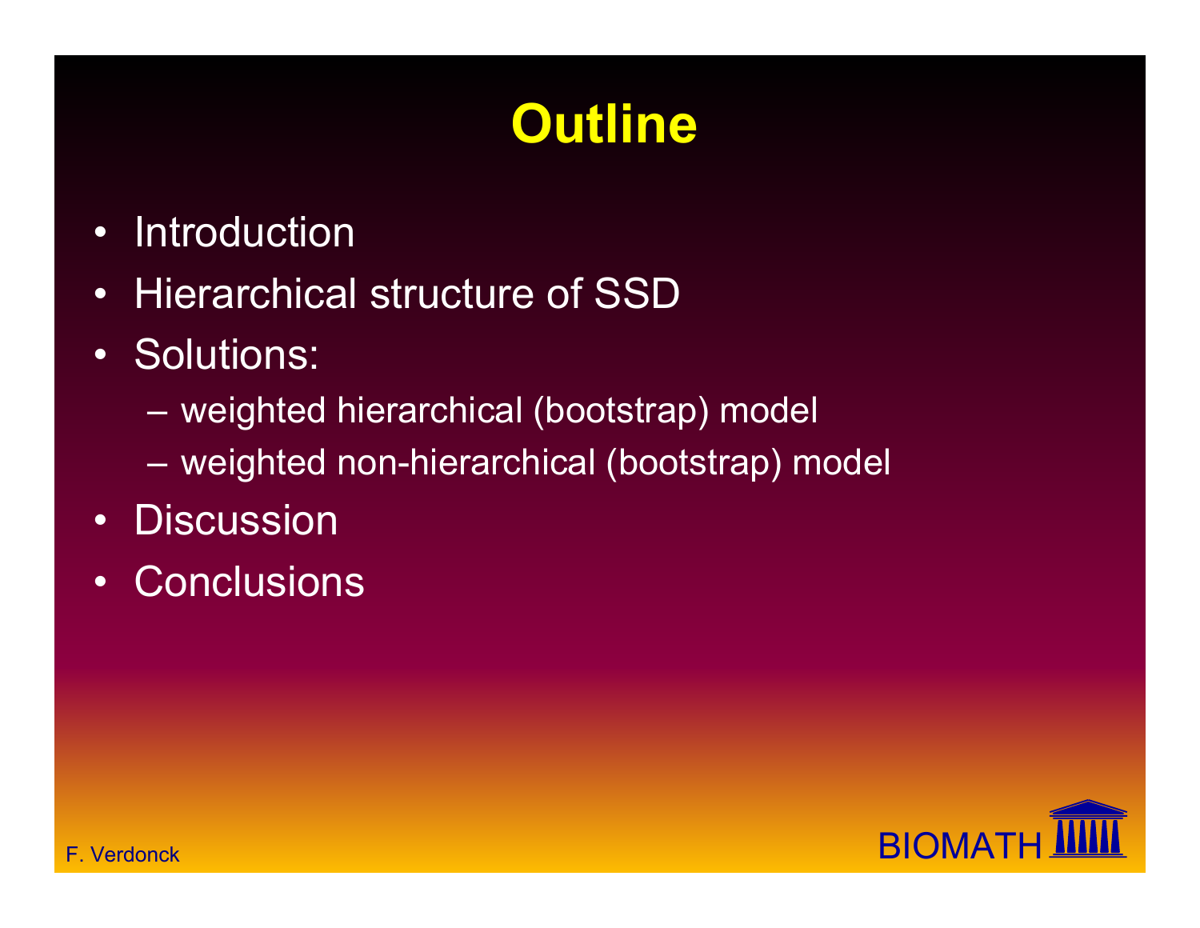# Outline

- Introduction
- Hierarchical structure of SSD
- Solutions:
  - weighted hierarchical (bootstrap) model
  - weighted non-hierarchical (bootstrap) model
- Discussion
- Conclusions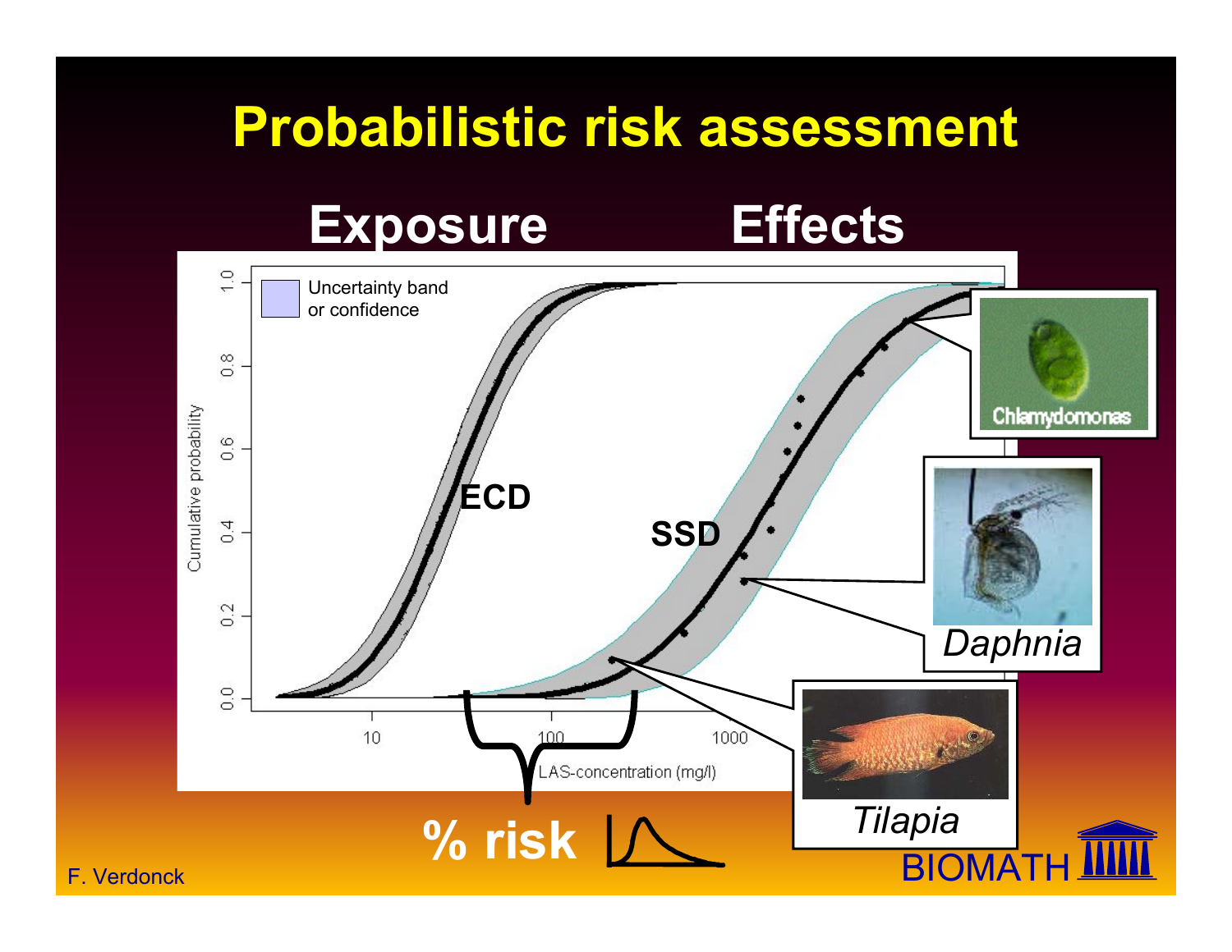# Probabilistic risk assessment

## Exposure　　　Effects

Uncertainty band or confidence

ECD

SSD

Cumulative probability

LAS-concentration (mg/l)

*Chlamydomonas*

*Daphnia*

*Tilapia*

% risk

F. Verdonck

BIOMATH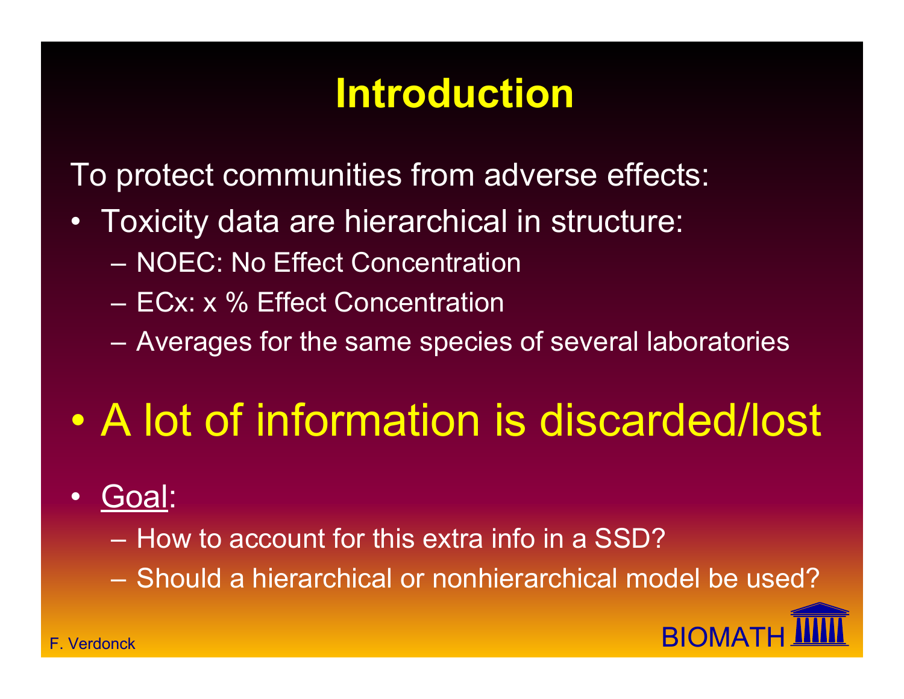# Introduction

To protect communities from adverse effects:

- Toxicity data are hierarchical in structure:
  - NOEC: No Effect Concentration
  - ECx: x % Effect Concentration
  - Averages for the same species of several laboratories

- **A lot of information is discarded/lost**

- <u>Goal</u>:
  - How to account for this extra info in a SSD?
  - Should a hierarchical or nonhierarchical model be used?

F. Verdonck

BIOMATH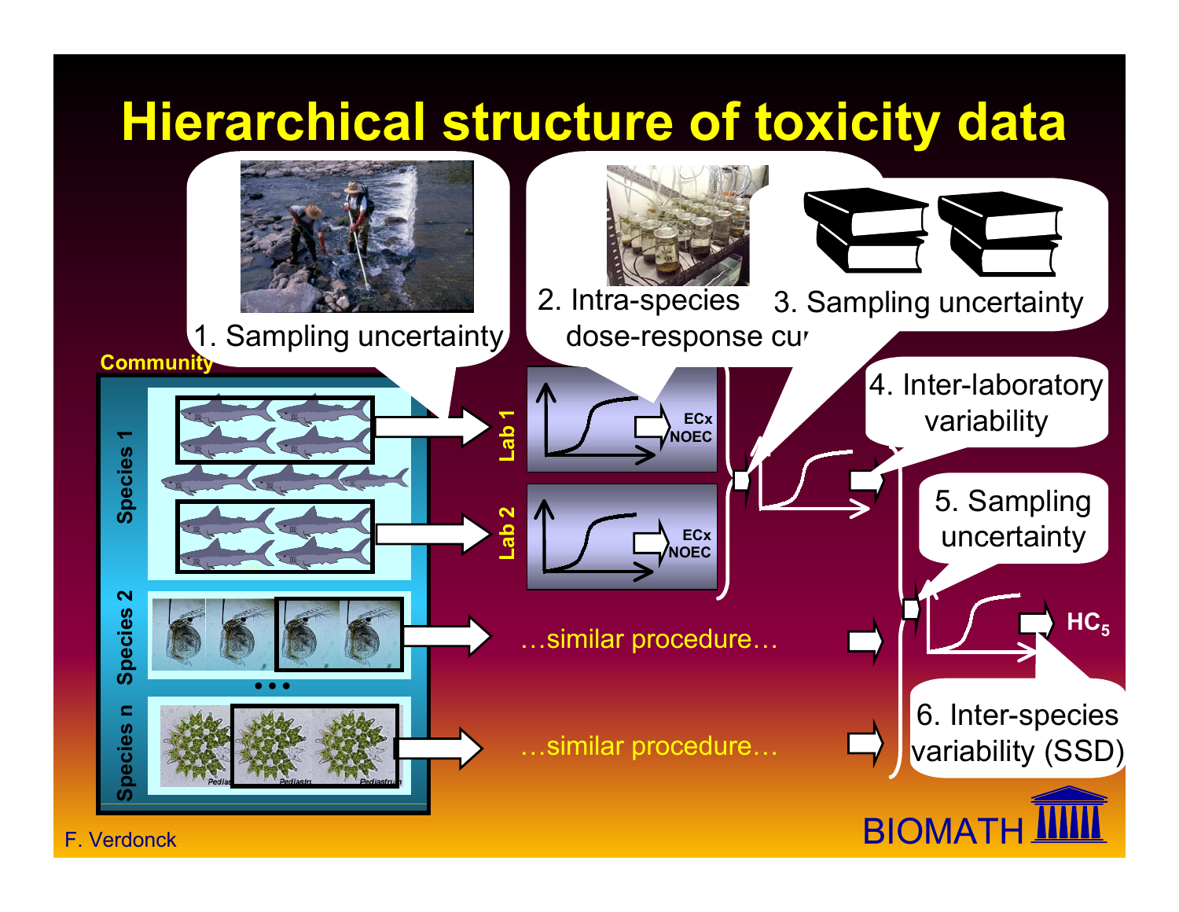# Hierarchical structure of toxicity data

1. Sampling uncertainty

2. Intra-species dose-response cu

3. Sampling uncertainty

4. Inter-laboratory variability

5. Sampling uncertainty

6. Inter-species variability (SSD)

Community

Species 1

Species 2

Species n

Lab 1

Lab 2

ECx NOEC

ECx NOEC

…similar procedure…

…similar procedure…

$HC_5$

F. Verdonck

BIOMATH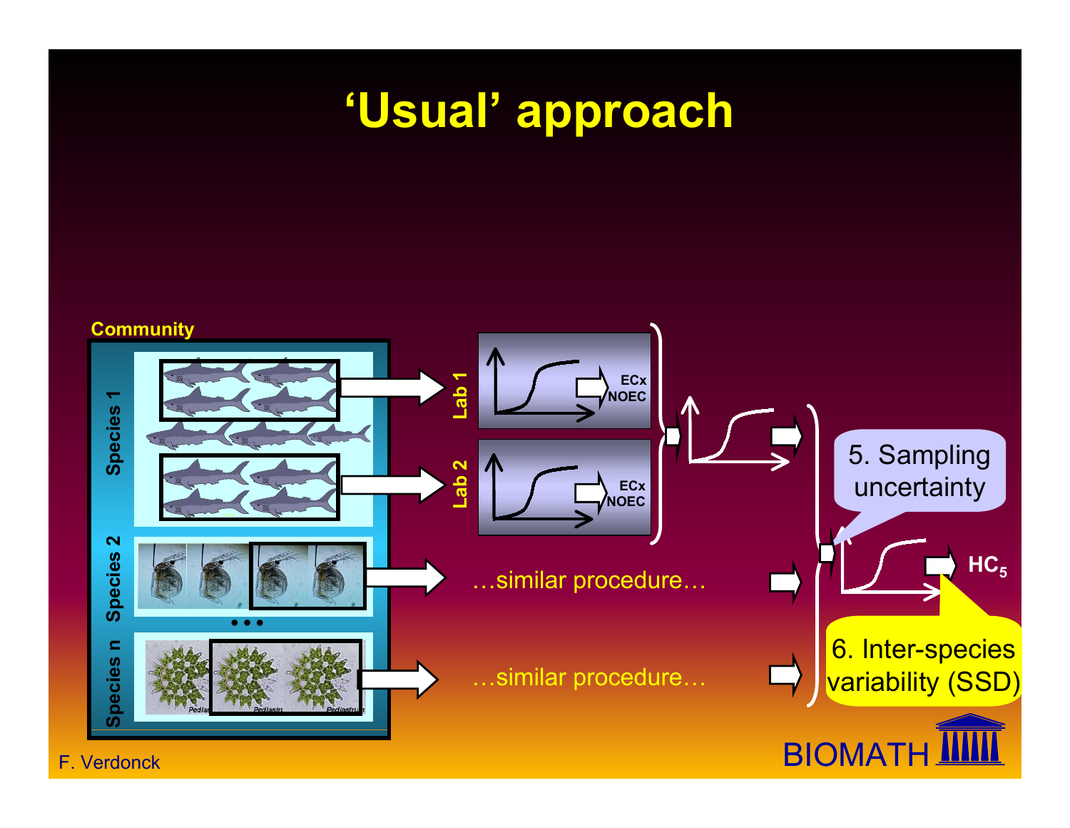# 'Usual' approach

Community

Species 1

Species 2

Species n

Lab 1

Lab 2

ECx
NOEC

ECx
NOEC

…similar procedure…

…similar procedure…

5. Sampling uncertainty

6. Inter-species variability (SSD)

$HC_5$

F. Verdonck

BIOMATH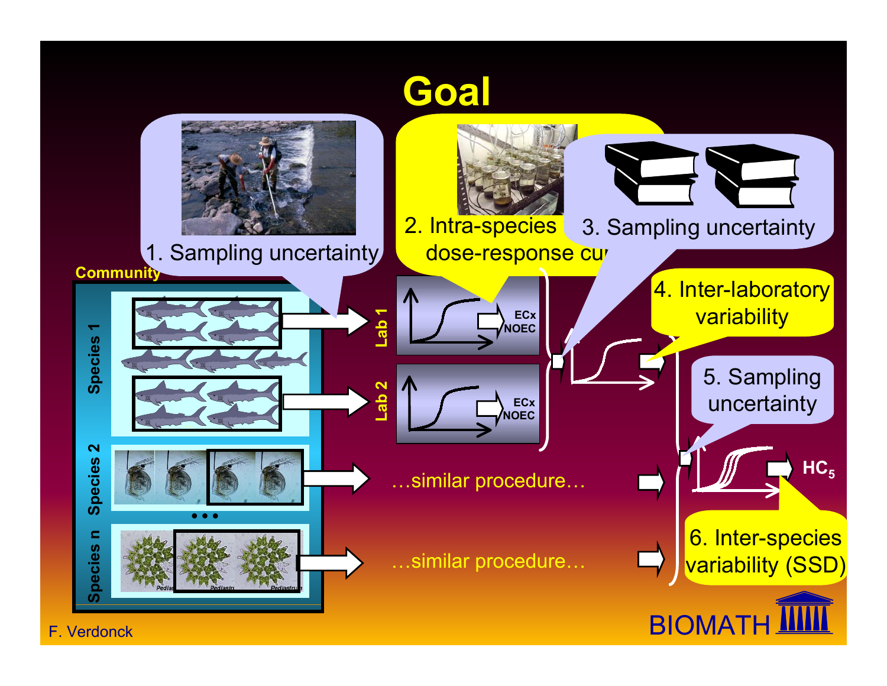# Goal

1. Sampling uncertainty

2. Intra-species dose-response cu

3. Sampling uncertainty

4. Inter-laboratory variability

5. Sampling uncertainty

6. Inter-species variability (SSD)

Community

Species 1

Species 2

Species n

Lab 1

Lab 2

ECx NOEC

ECx NOEC

…similar procedure…

…similar procedure…

$HC_5$

F. Verdonck

BIOMATH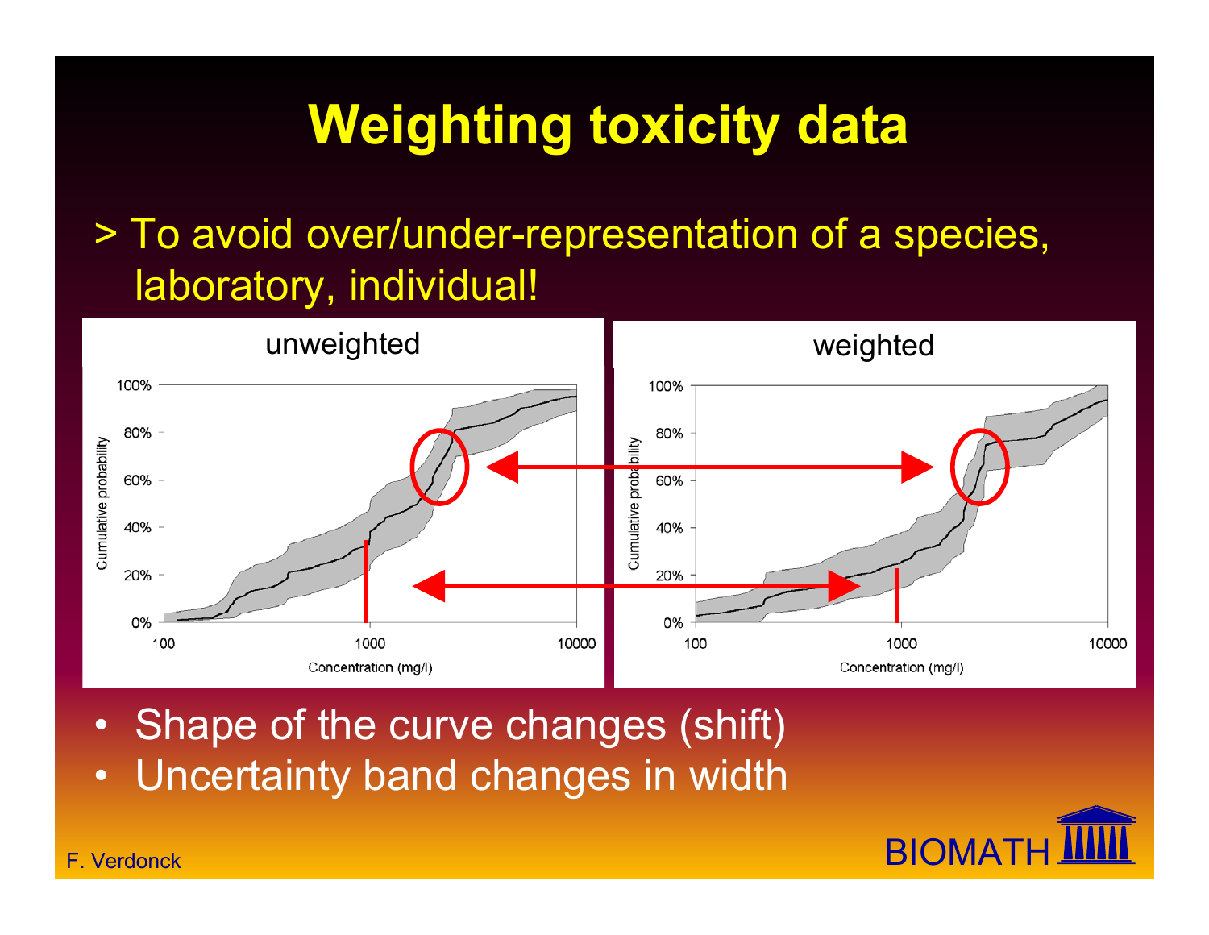# Weighting toxicity data

> To avoid over/under-representation of a species, laboratory, individual!

unweighted

weighted

- Shape of the curve changes (shift)
- Uncertainty band changes in width

F. Verdonck

BIOMATH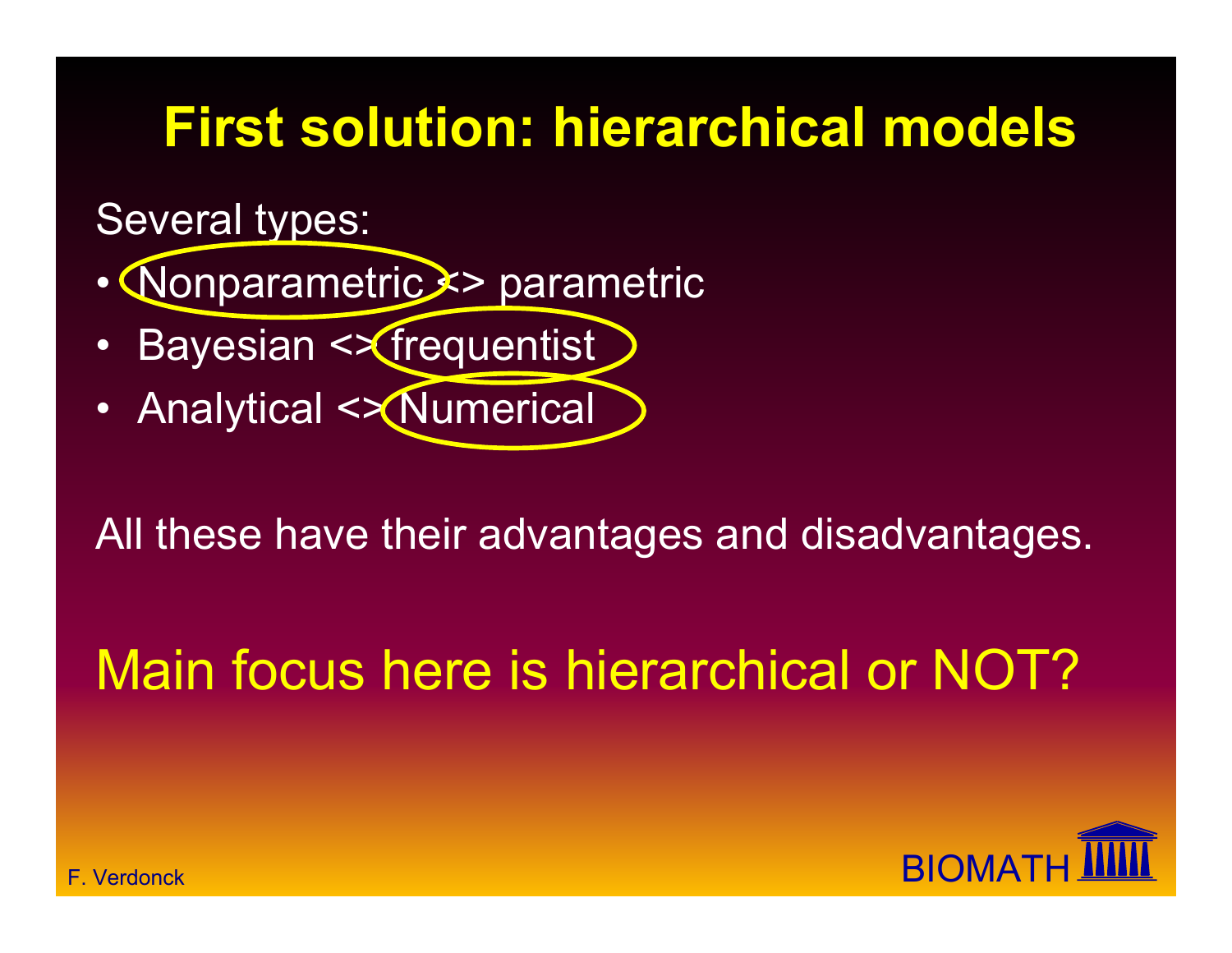# First solution: hierarchical models

Several types:

- Nonparametric <> parametric
- Bayesian <> frequentist
- Analytical <> Numerical

All these have their advantages and disadvantages.

Main focus here is hierarchical or NOT?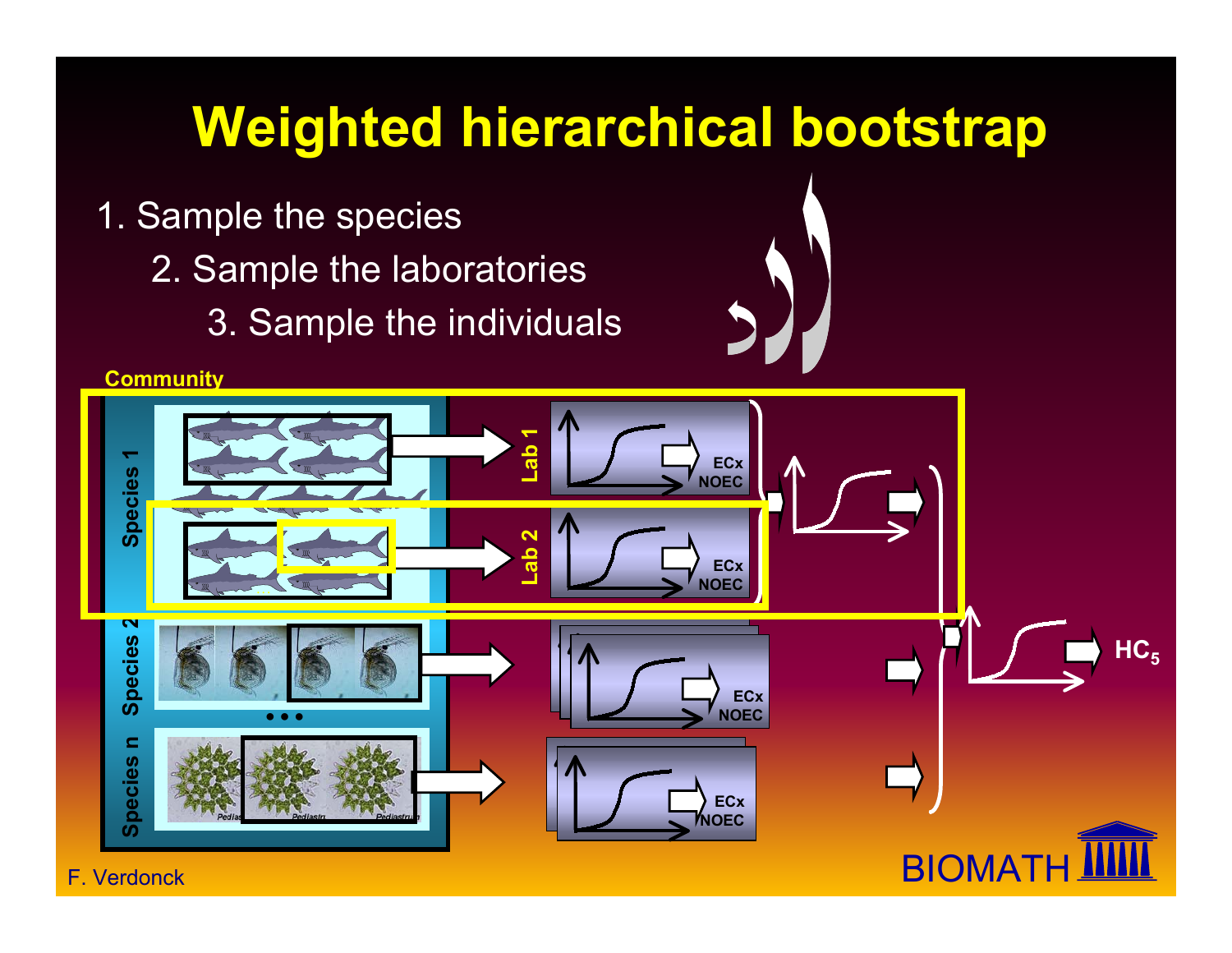# Weighted hierarchical bootstrap

1. Sample the species
   2. Sample the laboratories
      3. Sample the individuals

Community

Species 1 — Lab 1 — ECx NOEC

Lab 2 — ECx NOEC

Species 2 — ECx NOEC

• • •

Species n — ECx NOEC

$HC_5$

F. Verdonck

BIOMATH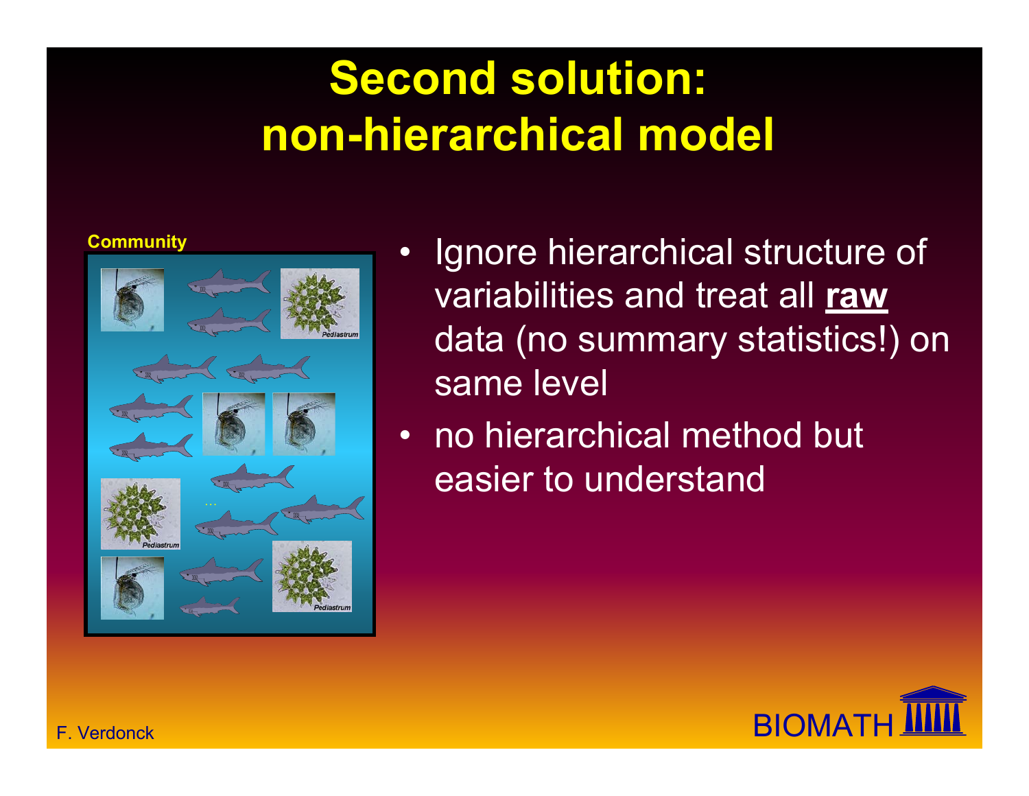# Second solution: non-hierarchical model

Community

Pediastrum

Pediastrum

Pediastrum

- Ignore hierarchical structure of variabilities and treat all **raw** data (no summary statistics!) on same level
- no hierarchical method but easier to understand

F. Verdonck

BIOMATH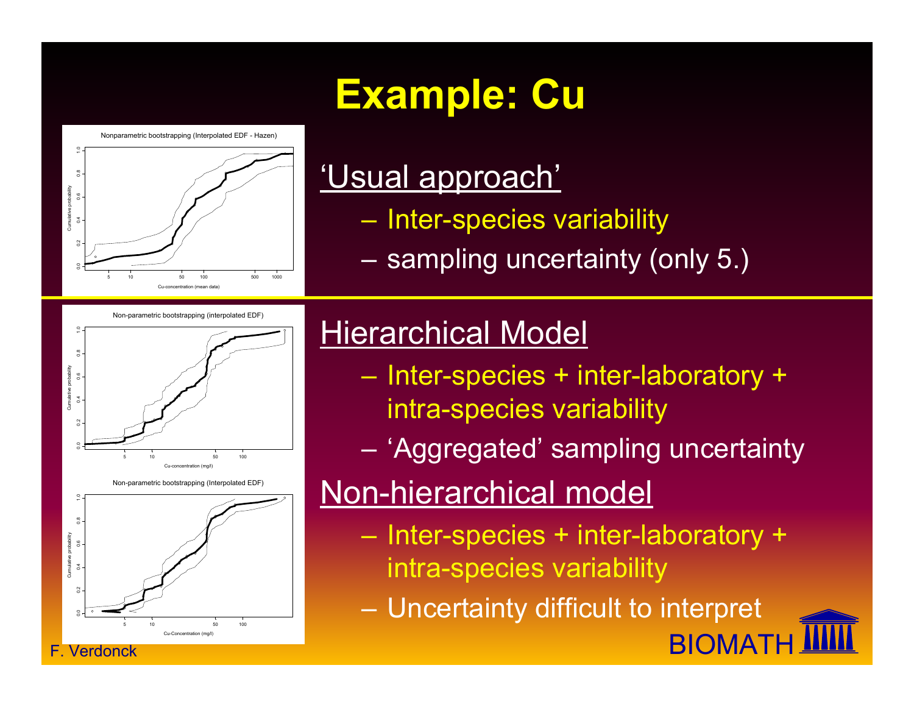# Example: Cu

'Usual approach'

- Inter-species variability
- sampling uncertainty (only 5.)

Hierarchical Model

- Inter-species + inter-laboratory + intra-species variability
- 'Aggregated' sampling uncertainty

Non-hierarchical model

- Inter-species + inter-laboratory + intra-species variability
- Uncertainty difficult to interpret

F. Verdonck

BIOMATH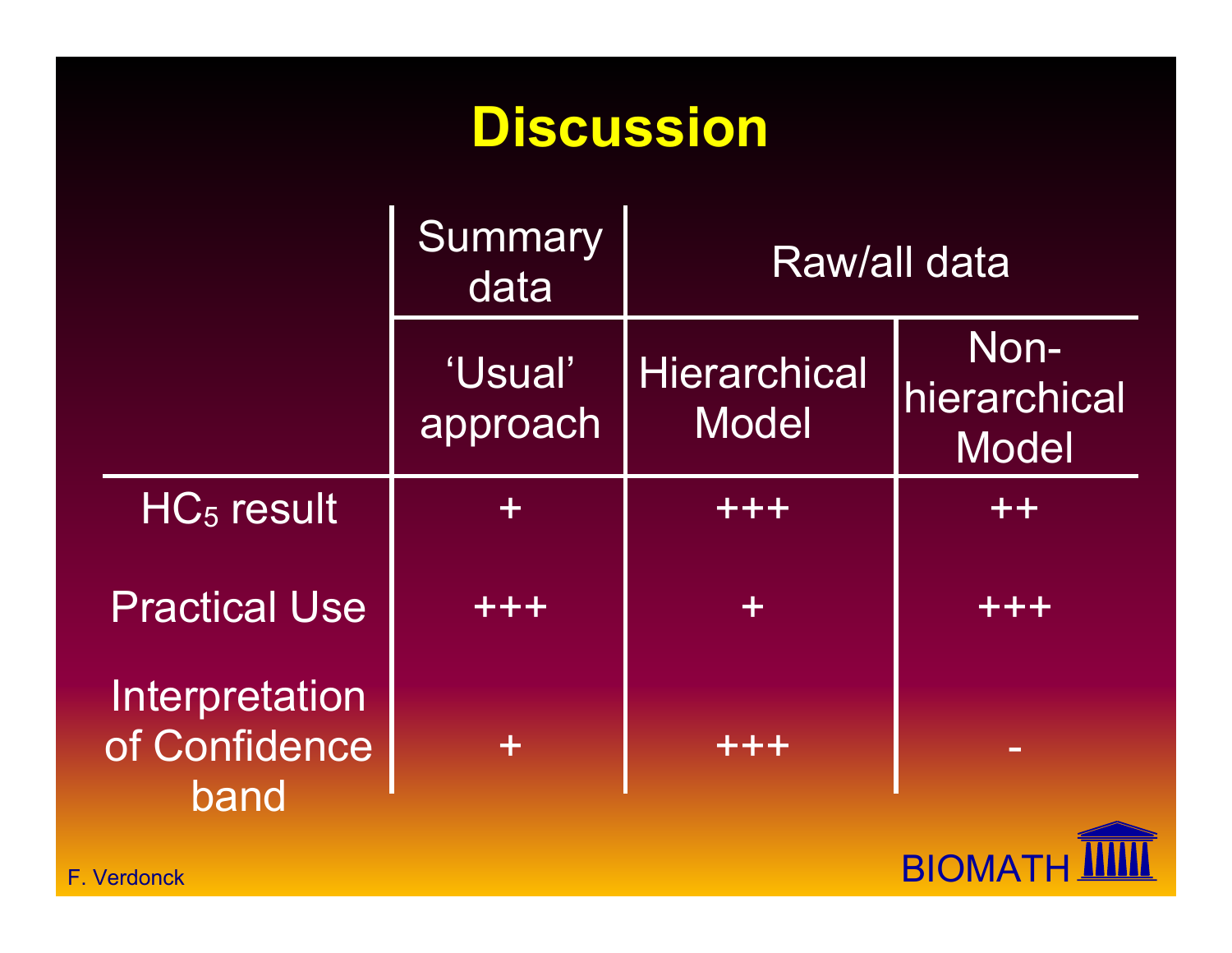# Discussion

| | Summary data | Raw/all data | |
|---|---|---|---|
| | 'Usual' approach | Hierarchical Model | Non-hierarchical Model |
| $HC_5$ result | + | +++ | ++ |
| Practical Use | +++ | + | +++ |
| Interpretation of Confidence band | + | +++ | - |

F. Verdonck

BIOMATH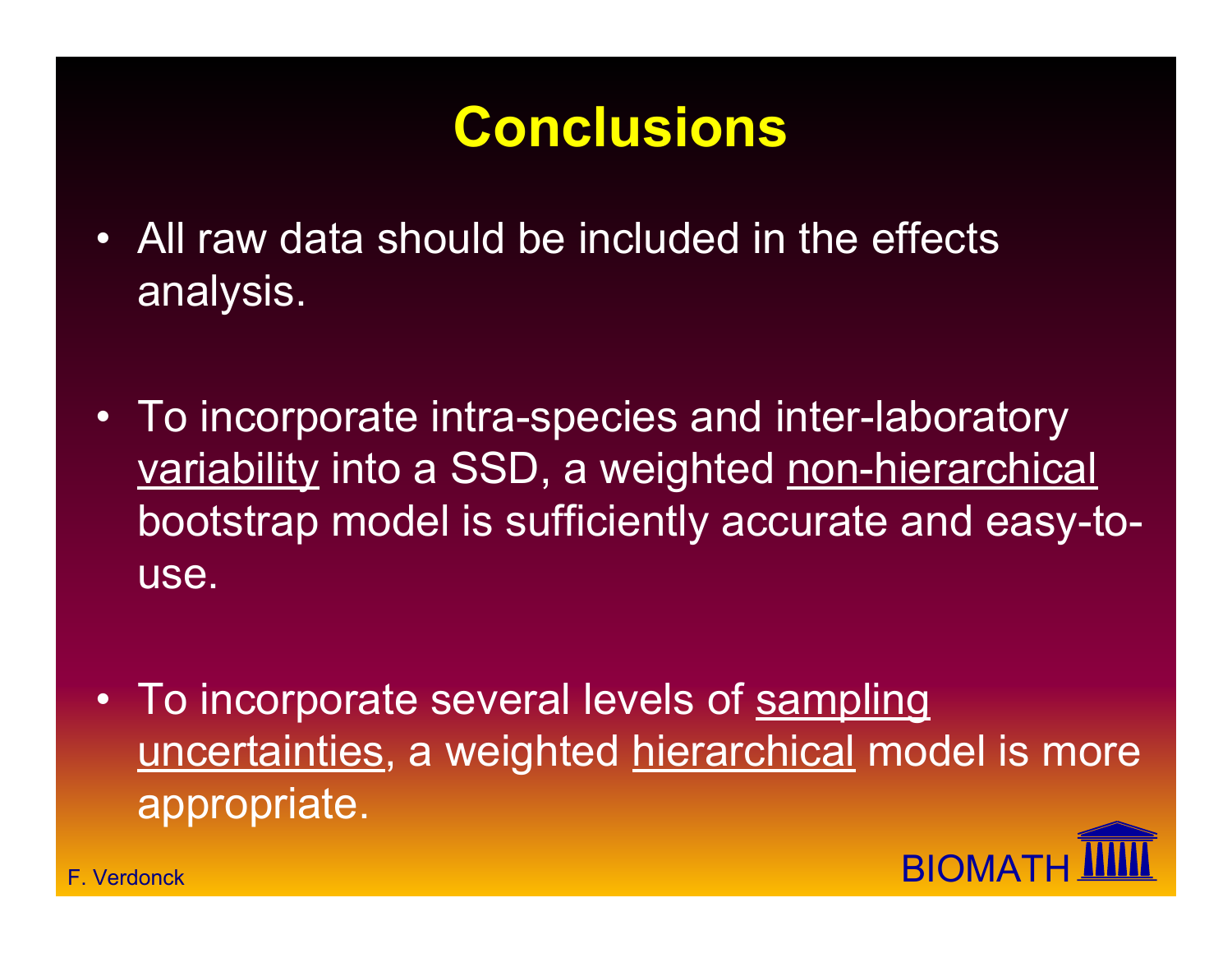# Conclusions

- All raw data should be included in the effects analysis.
- To incorporate intra-species and inter-laboratory variability into a SSD, a weighted non-hierarchical bootstrap model is sufficiently accurate and easy-to-use.
- To incorporate several levels of sampling uncertainties, a weighted hierarchical model is more appropriate.